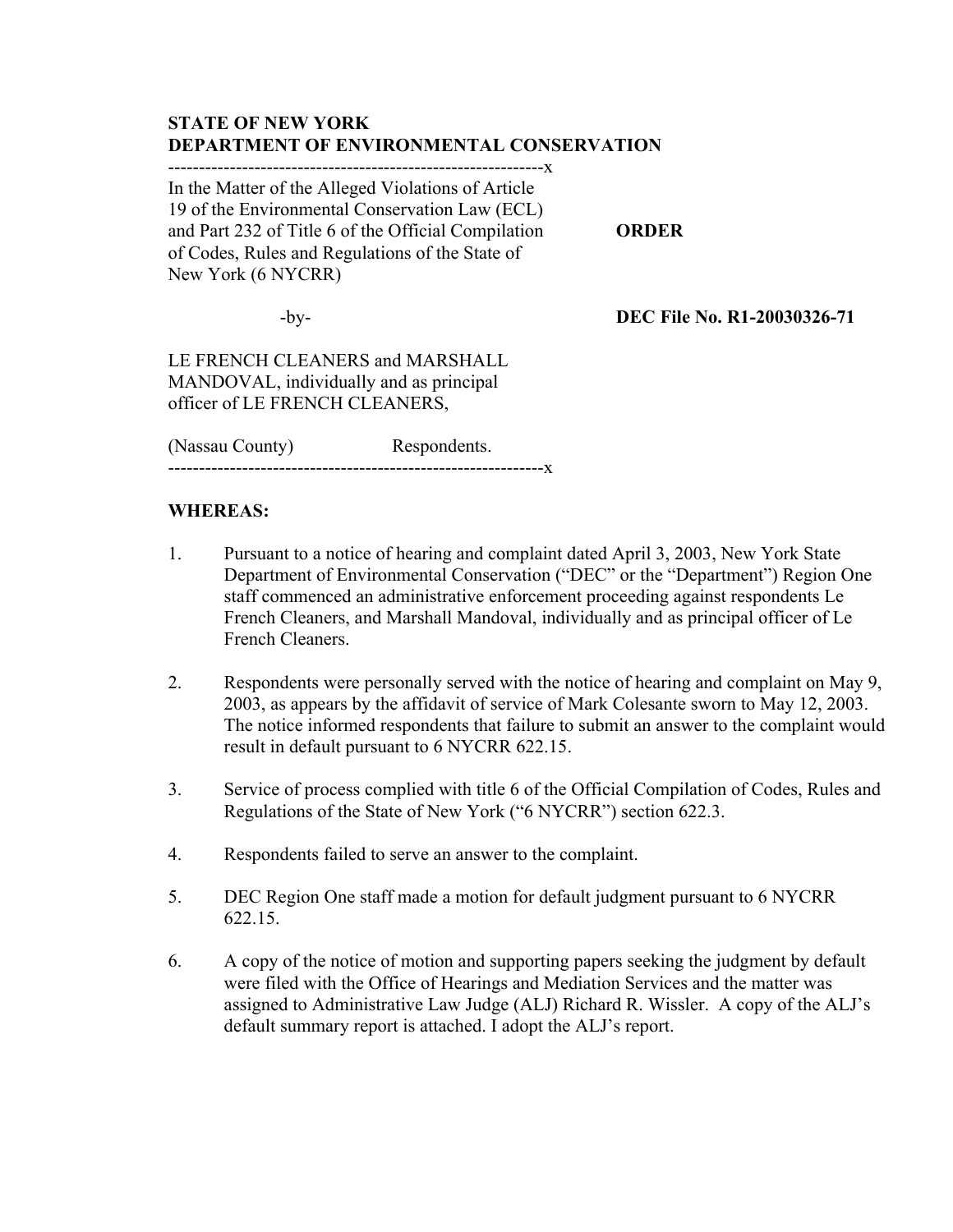**STATE OF NEW YORK**
**DEPARTMENT OF ENVIRONMENTAL CONSERVATION**

In the Matter of the Alleged Violations of Article 19 of the Environmental Conservation Law (ECL) and Part 232 of Title 6 of the Official Compilation of Codes, Rules and Regulations of the State of New York (6 NYCRR)

-by-

LE FRENCH CLEANERS and MARSHALL MANDOVAL, individually and as principal officer of LE FRENCH CLEANERS,

(Nassau County) Respondents.

**ORDER**

**DEC File No. R1-20030326-71**

**WHEREAS:**

1. Pursuant to a notice of hearing and complaint dated April 3, 2003, New York State Department of Environmental Conservation ("DEC" or the "Department") Region One staff commenced an administrative enforcement proceeding against respondents Le French Cleaners, and Marshall Mandoval, individually and as principal officer of Le French Cleaners.

2. Respondents were personally served with the notice of hearing and complaint on May 9, 2003, as appears by the affidavit of service of Mark Colesante sworn to May 12, 2003. The notice informed respondents that failure to submit an answer to the complaint would result in default pursuant to 6 NYCRR 622.15.

3. Service of process complied with title 6 of the Official Compilation of Codes, Rules and Regulations of the State of New York ("6 NYCRR") section 622.3.

4. Respondents failed to serve an answer to the complaint.

5. DEC Region One staff made a motion for default judgment pursuant to 6 NYCRR 622.15.

6. A copy of the notice of motion and supporting papers seeking the judgment by default were filed with the Office of Hearings and Mediation Services and the matter was assigned to Administrative Law Judge (ALJ) Richard R. Wissler. A copy of the ALJ's default summary report is attached. I adopt the ALJ's report.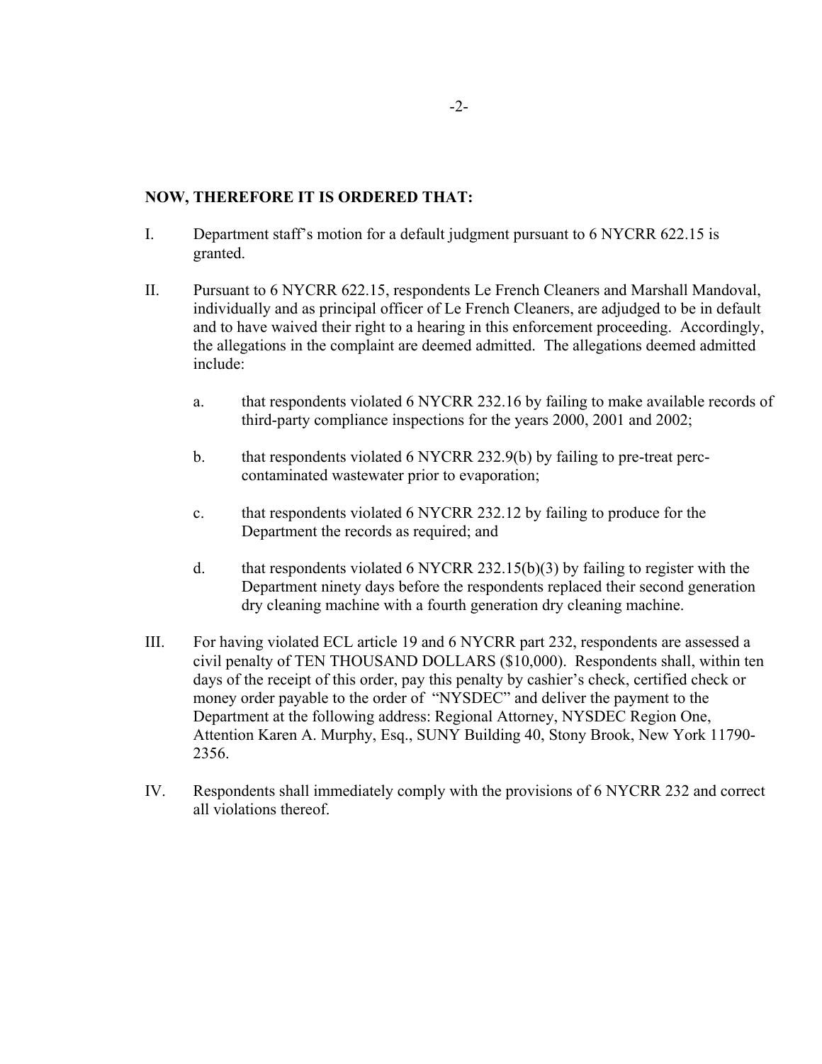**NOW, THEREFORE IT IS ORDERED THAT:**

I. Department staff's motion for a default judgment pursuant to 6 NYCRR 622.15 is granted.

II. Pursuant to 6 NYCRR 622.15, respondents Le French Cleaners and Marshall Mandoval, individually and as principal officer of Le French Cleaners, are adjudged to be in default and to have waived their right to a hearing in this enforcement proceeding. Accordingly, the allegations in the complaint are deemed admitted. The allegations deemed admitted include:

   a. that respondents violated 6 NYCRR 232.16 by failing to make available records of third-party compliance inspections for the years 2000, 2001 and 2002;

   b. that respondents violated 6 NYCRR 232.9(b) by failing to pre-treat perc-contaminated wastewater prior to evaporation;

   c. that respondents violated 6 NYCRR 232.12 by failing to produce for the Department the records as required; and

   d. that respondents violated 6 NYCRR 232.15(b)(3) by failing to register with the Department ninety days before the respondents replaced their second generation dry cleaning machine with a fourth generation dry cleaning machine.

III. For having violated ECL article 19 and 6 NYCRR part 232, respondents are assessed a civil penalty of TEN THOUSAND DOLLARS ($10,000). Respondents shall, within ten days of the receipt of this order, pay this penalty by cashier's check, certified check or money order payable to the order of "NYSDEC" and deliver the payment to the Department at the following address: Regional Attorney, NYSDEC Region One, Attention Karen A. Murphy, Esq., SUNY Building 40, Stony Brook, New York 11790-2356.

IV. Respondents shall immediately comply with the provisions of 6 NYCRR 232 and correct all violations thereof.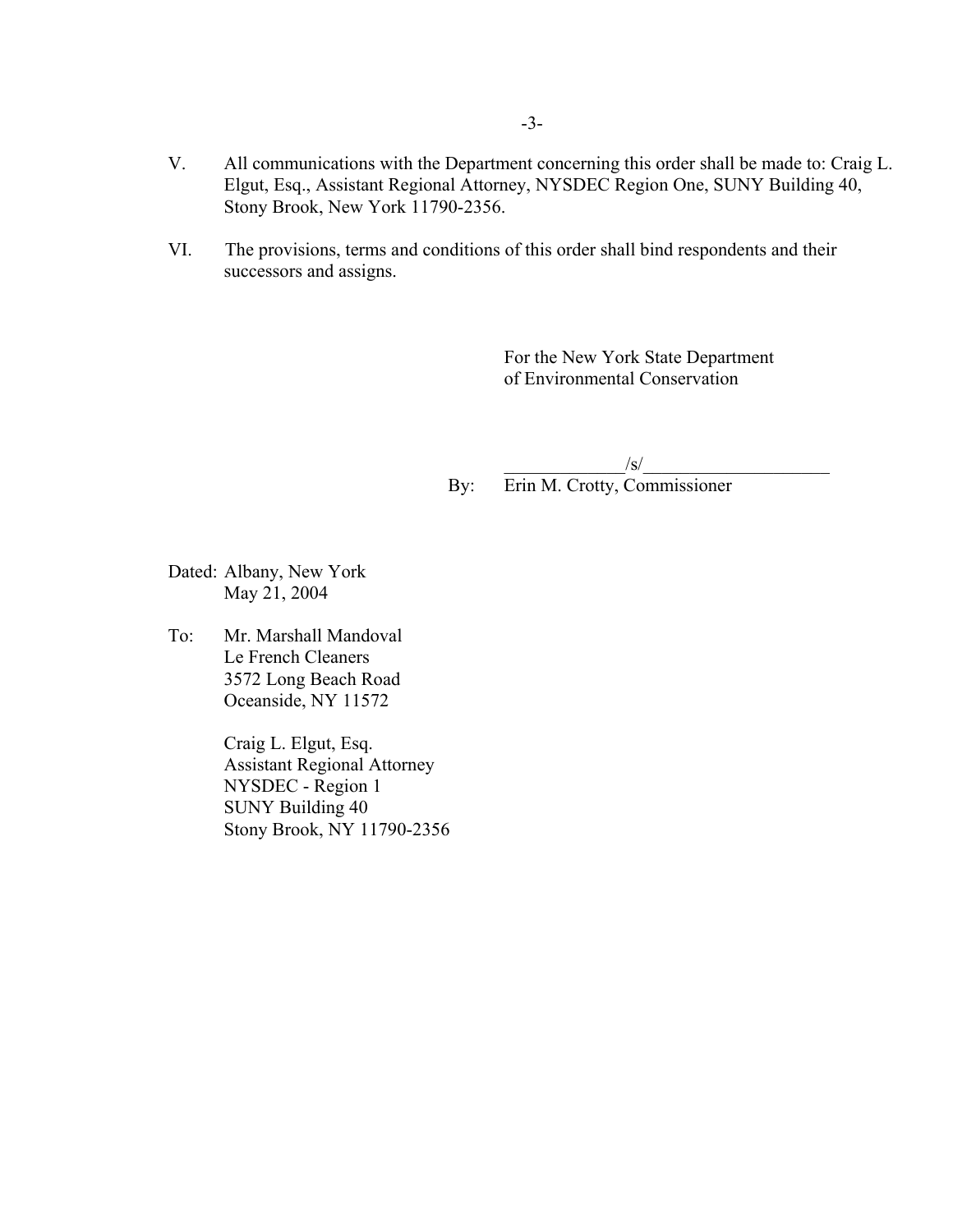V. All communications with the Department concerning this order shall be made to: Craig L. Elgut, Esq., Assistant Regional Attorney, NYSDEC Region One, SUNY Building 40, Stony Brook, New York 11790-2356.

VI. The provisions, terms and conditions of this order shall bind respondents and their successors and assigns.

For the New York State Department of Environmental Conservation

By: _____________/s/____________________
Erin M. Crotty, Commissioner

Dated: Albany, New York
May 21, 2004

To: Mr. Marshall Mandoval
Le French Cleaners
3572 Long Beach Road
Oceanside, NY 11572

Craig L. Elgut, Esq.
Assistant Regional Attorney
NYSDEC - Region 1
SUNY Building 40
Stony Brook, NY 11790-2356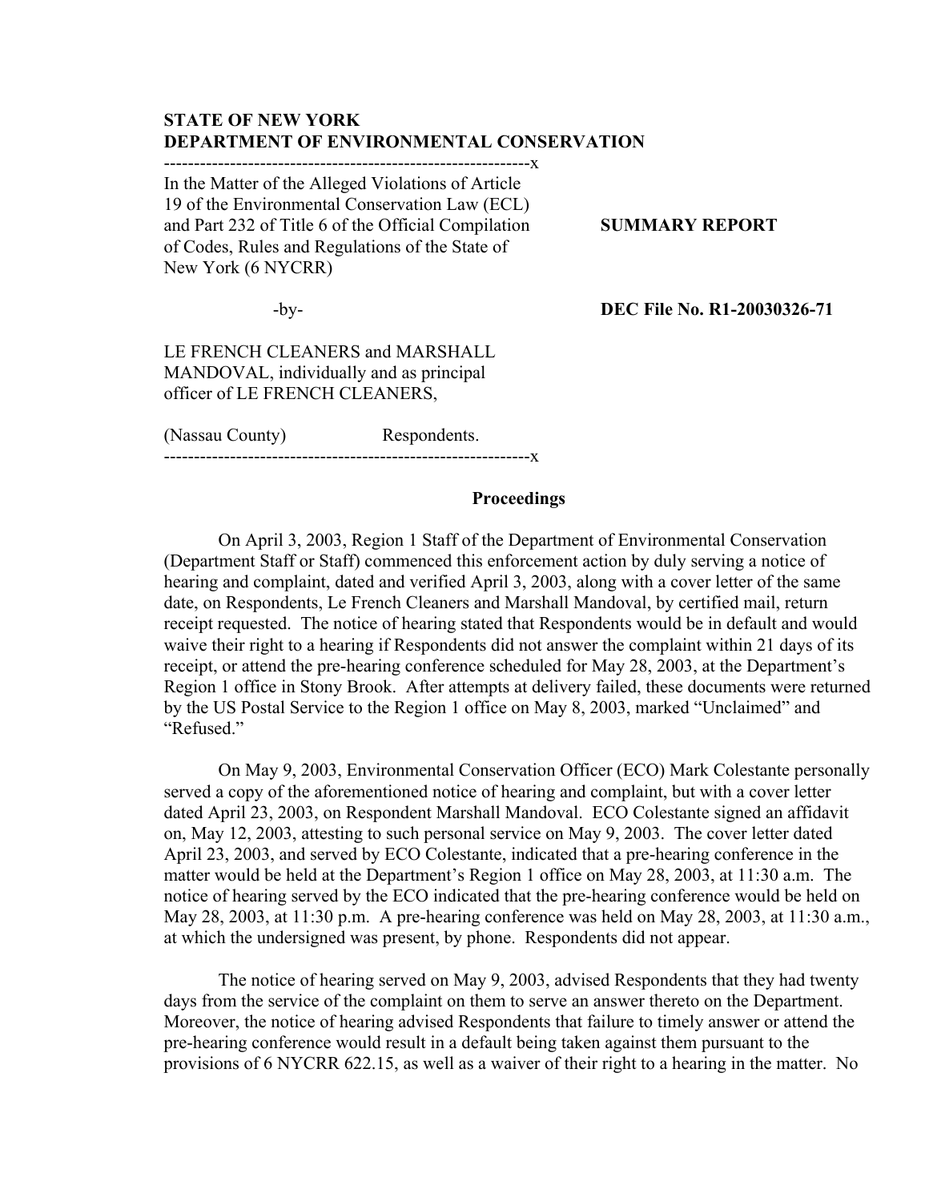**STATE OF NEW YORK**
**DEPARTMENT OF ENVIRONMENTAL CONSERVATION**

---

In the Matter of the Alleged Violations of Article 19 of the Environmental Conservation Law (ECL) and Part 232 of Title 6 of the Official Compilation of Codes, Rules and Regulations of the State of New York (6 NYCRR)

-by-

LE FRENCH CLEANERS and MARSHALL MANDOVAL, individually and as principal officer of LE FRENCH CLEANERS,

(Nassau County) Respondents.

---

**SUMMARY REPORT**

**DEC File No. R1-20030326-71**

## Proceedings

On April 3, 2003, Region 1 Staff of the Department of Environmental Conservation (Department Staff or Staff) commenced this enforcement action by duly serving a notice of hearing and complaint, dated and verified April 3, 2003, along with a cover letter of the same date, on Respondents, Le French Cleaners and Marshall Mandoval, by certified mail, return receipt requested. The notice of hearing stated that Respondents would be in default and would waive their right to a hearing if Respondents did not answer the complaint within 21 days of its receipt, or attend the pre-hearing conference scheduled for May 28, 2003, at the Department's Region 1 office in Stony Brook. After attempts at delivery failed, these documents were returned by the US Postal Service to the Region 1 office on May 8, 2003, marked "Unclaimed" and "Refused."

On May 9, 2003, Environmental Conservation Officer (ECO) Mark Colestante personally served a copy of the aforementioned notice of hearing and complaint, but with a cover letter dated April 23, 2003, on Respondent Marshall Mandoval. ECO Colestante signed an affidavit on, May 12, 2003, attesting to such personal service on May 9, 2003. The cover letter dated April 23, 2003, and served by ECO Colestante, indicated that a pre-hearing conference in the matter would be held at the Department's Region 1 office on May 28, 2003, at 11:30 a.m. The notice of hearing served by the ECO indicated that the pre-hearing conference would be held on May 28, 2003, at 11:30 p.m. A pre-hearing conference was held on May 28, 2003, at 11:30 a.m., at which the undersigned was present, by phone. Respondents did not appear.

The notice of hearing served on May 9, 2003, advised Respondents that they had twenty days from the service of the complaint on them to serve an answer thereto on the Department. Moreover, the notice of hearing advised Respondents that failure to timely answer or attend the pre-hearing conference would result in a default being taken against them pursuant to the provisions of 6 NYCRR 622.15, as well as a waiver of their right to a hearing in the matter. No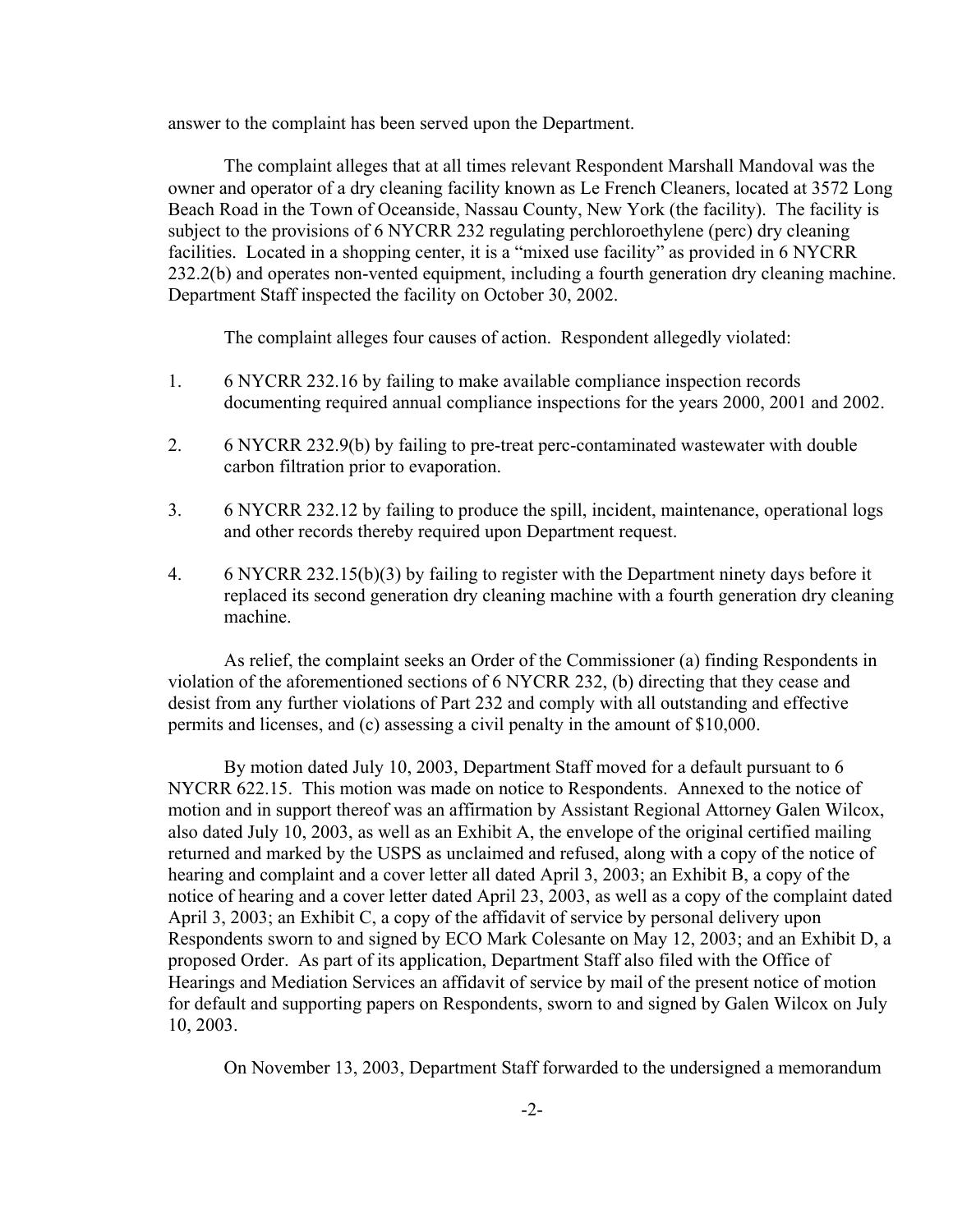answer to the complaint has been served upon the Department.

The complaint alleges that at all times relevant Respondent Marshall Mandoval was the owner and operator of a dry cleaning facility known as Le French Cleaners, located at 3572 Long Beach Road in the Town of Oceanside, Nassau County, New York (the facility). The facility is subject to the provisions of 6 NYCRR 232 regulating perchloroethylene (perc) dry cleaning facilities. Located in a shopping center, it is a "mixed use facility" as provided in 6 NYCRR 232.2(b) and operates non-vented equipment, including a fourth generation dry cleaning machine. Department Staff inspected the facility on October 30, 2002.

The complaint alleges four causes of action. Respondent allegedly violated:

1. 6 NYCRR 232.16 by failing to make available compliance inspection records documenting required annual compliance inspections for the years 2000, 2001 and 2002.

2. 6 NYCRR 232.9(b) by failing to pre-treat perc-contaminated wastewater with double carbon filtration prior to evaporation.

3. 6 NYCRR 232.12 by failing to produce the spill, incident, maintenance, operational logs and other records thereby required upon Department request.

4. 6 NYCRR 232.15(b)(3) by failing to register with the Department ninety days before it replaced its second generation dry cleaning machine with a fourth generation dry cleaning machine.

As relief, the complaint seeks an Order of the Commissioner (a) finding Respondents in violation of the aforementioned sections of 6 NYCRR 232, (b) directing that they cease and desist from any further violations of Part 232 and comply with all outstanding and effective permits and licenses, and (c) assessing a civil penalty in the amount of $10,000.

By motion dated July 10, 2003, Department Staff moved for a default pursuant to 6 NYCRR 622.15. This motion was made on notice to Respondents. Annexed to the notice of motion and in support thereof was an affirmation by Assistant Regional Attorney Galen Wilcox, also dated July 10, 2003, as well as an Exhibit A, the envelope of the original certified mailing returned and marked by the USPS as unclaimed and refused, along with a copy of the notice of hearing and complaint and a cover letter all dated April 3, 2003; an Exhibit B, a copy of the notice of hearing and a cover letter dated April 23, 2003, as well as a copy of the complaint dated April 3, 2003; an Exhibit C, a copy of the affidavit of service by personal delivery upon Respondents sworn to and signed by ECO Mark Colesante on May 12, 2003; and an Exhibit D, a proposed Order. As part of its application, Department Staff also filed with the Office of Hearings and Mediation Services an affidavit of service by mail of the present notice of motion for default and supporting papers on Respondents, sworn to and signed by Galen Wilcox on July 10, 2003.

On November 13, 2003, Department Staff forwarded to the undersigned a memorandum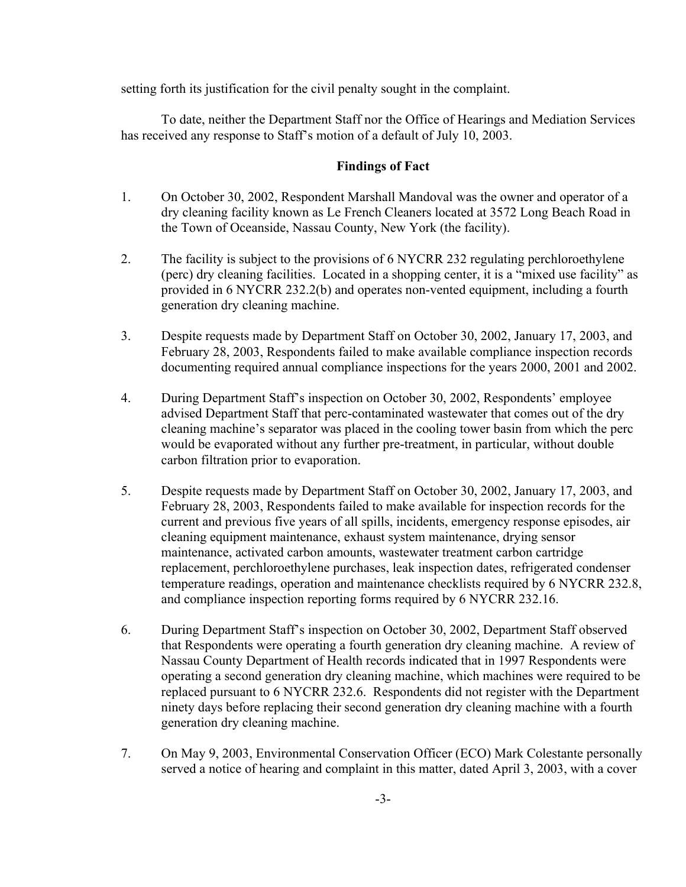setting forth its justification for the civil penalty sought in the complaint.

To date, neither the Department Staff nor the Office of Hearings and Mediation Services has received any response to Staff's motion of a default of July 10, 2003.

## Findings of Fact

1. On October 30, 2002, Respondent Marshall Mandoval was the owner and operator of a dry cleaning facility known as Le French Cleaners located at 3572 Long Beach Road in the Town of Oceanside, Nassau County, New York (the facility).

2. The facility is subject to the provisions of 6 NYCRR 232 regulating perchloroethylene (perc) dry cleaning facilities. Located in a shopping center, it is a "mixed use facility" as provided in 6 NYCRR 232.2(b) and operates non-vented equipment, including a fourth generation dry cleaning machine.

3. Despite requests made by Department Staff on October 30, 2002, January 17, 2003, and February 28, 2003, Respondents failed to make available compliance inspection records documenting required annual compliance inspections for the years 2000, 2001 and 2002.

4. During Department Staff's inspection on October 30, 2002, Respondents' employee advised Department Staff that perc-contaminated wastewater that comes out of the dry cleaning machine's separator was placed in the cooling tower basin from which the perc would be evaporated without any further pre-treatment, in particular, without double carbon filtration prior to evaporation.

5. Despite requests made by Department Staff on October 30, 2002, January 17, 2003, and February 28, 2003, Respondents failed to make available for inspection records for the current and previous five years of all spills, incidents, emergency response episodes, air cleaning equipment maintenance, exhaust system maintenance, drying sensor maintenance, activated carbon amounts, wastewater treatment carbon cartridge replacement, perchloroethylene purchases, leak inspection dates, refrigerated condenser temperature readings, operation and maintenance checklists required by 6 NYCRR 232.8, and compliance inspection reporting forms required by 6 NYCRR 232.16.

6. During Department Staff's inspection on October 30, 2002, Department Staff observed that Respondents were operating a fourth generation dry cleaning machine. A review of Nassau County Department of Health records indicated that in 1997 Respondents were operating a second generation dry cleaning machine, which machines were required to be replaced pursuant to 6 NYCRR 232.6. Respondents did not register with the Department ninety days before replacing their second generation dry cleaning machine with a fourth generation dry cleaning machine.

7. On May 9, 2003, Environmental Conservation Officer (ECO) Mark Colestante personally served a notice of hearing and complaint in this matter, dated April 3, 2003, with a cover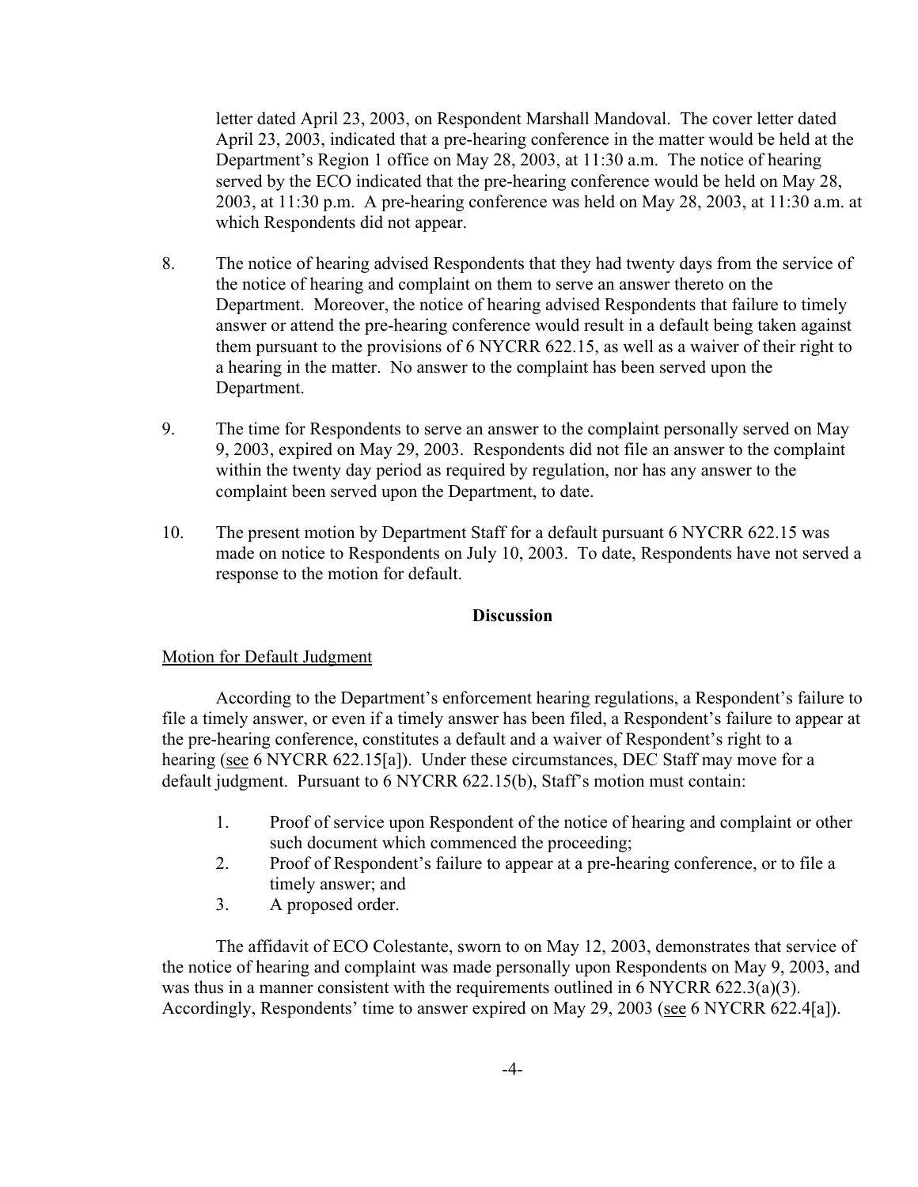letter dated April 23, 2003, on Respondent Marshall Mandoval. The cover letter dated April 23, 2003, indicated that a pre-hearing conference in the matter would be held at the Department's Region 1 office on May 28, 2003, at 11:30 a.m. The notice of hearing served by the ECO indicated that the pre-hearing conference would be held on May 28, 2003, at 11:30 p.m. A pre-hearing conference was held on May 28, 2003, at 11:30 a.m. at which Respondents did not appear.

8. The notice of hearing advised Respondents that they had twenty days from the service of the notice of hearing and complaint on them to serve an answer thereto on the Department. Moreover, the notice of hearing advised Respondents that failure to timely answer or attend the pre-hearing conference would result in a default being taken against them pursuant to the provisions of 6 NYCRR 622.15, as well as a waiver of their right to a hearing in the matter. No answer to the complaint has been served upon the Department.

9. The time for Respondents to serve an answer to the complaint personally served on May 9, 2003, expired on May 29, 2003. Respondents did not file an answer to the complaint within the twenty day period as required by regulation, nor has any answer to the complaint been served upon the Department, to date.

10. The present motion by Department Staff for a default pursuant 6 NYCRR 622.15 was made on notice to Respondents on July 10, 2003. To date, Respondents have not served a response to the motion for default.

## Discussion

Motion for Default Judgment

According to the Department's enforcement hearing regulations, a Respondent's failure to file a timely answer, or even if a timely answer has been filed, a Respondent's failure to appear at the pre-hearing conference, constitutes a default and a waiver of Respondent's right to a hearing (see 6 NYCRR 622.15[a]). Under these circumstances, DEC Staff may move for a default judgment. Pursuant to 6 NYCRR 622.15(b), Staff's motion must contain:

1. Proof of service upon Respondent of the notice of hearing and complaint or other such document which commenced the proceeding;
2. Proof of Respondent's failure to appear at a pre-hearing conference, or to file a timely answer; and
3. A proposed order.

The affidavit of ECO Colestante, sworn to on May 12, 2003, demonstrates that service of the notice of hearing and complaint was made personally upon Respondents on May 9, 2003, and was thus in a manner consistent with the requirements outlined in 6 NYCRR 622.3(a)(3). Accordingly, Respondents' time to answer expired on May 29, 2003 (see 6 NYCRR 622.4[a]).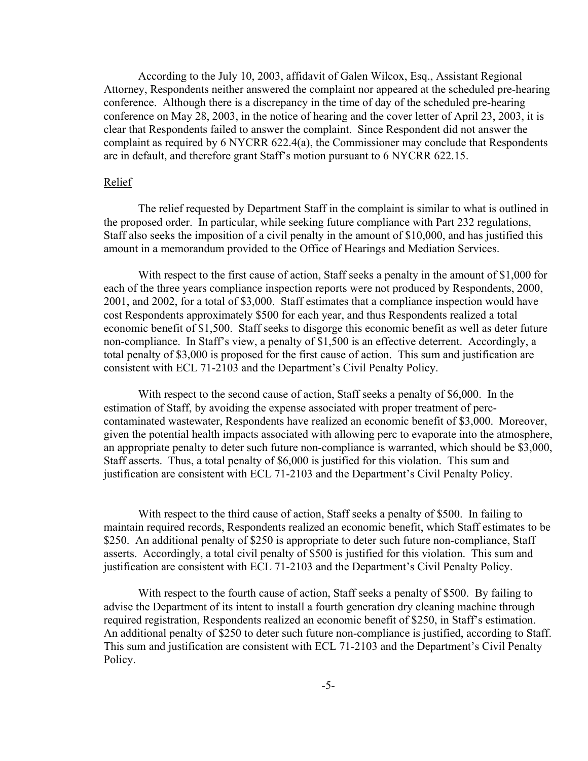According to the July 10, 2003, affidavit of Galen Wilcox, Esq., Assistant Regional Attorney, Respondents neither answered the complaint nor appeared at the scheduled pre-hearing conference. Although there is a discrepancy in the time of day of the scheduled pre-hearing conference on May 28, 2003, in the notice of hearing and the cover letter of April 23, 2003, it is clear that Respondents failed to answer the complaint. Since Respondent did not answer the complaint as required by 6 NYCRR 622.4(a), the Commissioner may conclude that Respondents are in default, and therefore grant Staff's motion pursuant to 6 NYCRR 622.15.

Relief

The relief requested by Department Staff in the complaint is similar to what is outlined in the proposed order. In particular, while seeking future compliance with Part 232 regulations, Staff also seeks the imposition of a civil penalty in the amount of $10,000, and has justified this amount in a memorandum provided to the Office of Hearings and Mediation Services.

With respect to the first cause of action, Staff seeks a penalty in the amount of $1,000 for each of the three years compliance inspection reports were not produced by Respondents, 2000, 2001, and 2002, for a total of $3,000. Staff estimates that a compliance inspection would have cost Respondents approximately $500 for each year, and thus Respondents realized a total economic benefit of $1,500. Staff seeks to disgorge this economic benefit as well as deter future non-compliance. In Staff's view, a penalty of $1,500 is an effective deterrent. Accordingly, a total penalty of $3,000 is proposed for the first cause of action. This sum and justification are consistent with ECL 71-2103 and the Department's Civil Penalty Policy.

With respect to the second cause of action, Staff seeks a penalty of $6,000. In the estimation of Staff, by avoiding the expense associated with proper treatment of perc-contaminated wastewater, Respondents have realized an economic benefit of $3,000. Moreover, given the potential health impacts associated with allowing perc to evaporate into the atmosphere, an appropriate penalty to deter such future non-compliance is warranted, which should be $3,000, Staff asserts. Thus, a total penalty of $6,000 is justified for this violation. This sum and justification are consistent with ECL 71-2103 and the Department's Civil Penalty Policy.

With respect to the third cause of action, Staff seeks a penalty of $500. In failing to maintain required records, Respondents realized an economic benefit, which Staff estimates to be $250. An additional penalty of $250 is appropriate to deter such future non-compliance, Staff asserts. Accordingly, a total civil penalty of $500 is justified for this violation. This sum and justification are consistent with ECL 71-2103 and the Department's Civil Penalty Policy.

With respect to the fourth cause of action, Staff seeks a penalty of $500. By failing to advise the Department of its intent to install a fourth generation dry cleaning machine through required registration, Respondents realized an economic benefit of $250, in Staff's estimation. An additional penalty of $250 to deter such future non-compliance is justified, according to Staff. This sum and justification are consistent with ECL 71-2103 and the Department's Civil Penalty Policy.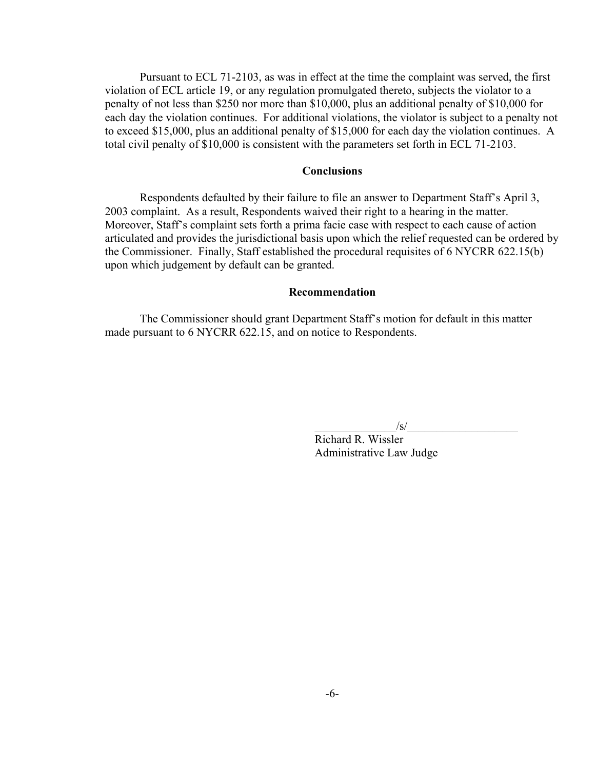Pursuant to ECL 71-2103, as was in effect at the time the complaint was served, the first violation of ECL article 19, or any regulation promulgated thereto, subjects the violator to a penalty of not less than $250 nor more than $10,000, plus an additional penalty of $10,000 for each day the violation continues. For additional violations, the violator is subject to a penalty not to exceed $15,000, plus an additional penalty of $15,000 for each day the violation continues. A total civil penalty of $10,000 is consistent with the parameters set forth in ECL 71-2103.

## Conclusions

Respondents defaulted by their failure to file an answer to Department Staff's April 3, 2003 complaint. As a result, Respondents waived their right to a hearing in the matter. Moreover, Staff's complaint sets forth a prima facie case with respect to each cause of action articulated and provides the jurisdictional basis upon which the relief requested can be ordered by the Commissioner. Finally, Staff established the procedural requisites of 6 NYCRR 622.15(b) upon which judgement by default can be granted.

## Recommendation

The Commissioner should grant Department Staff's motion for default in this matter made pursuant to 6 NYCRR 622.15, and on notice to Respondents.

_____________/s/__________________
Richard R. Wissler
Administrative Law Judge